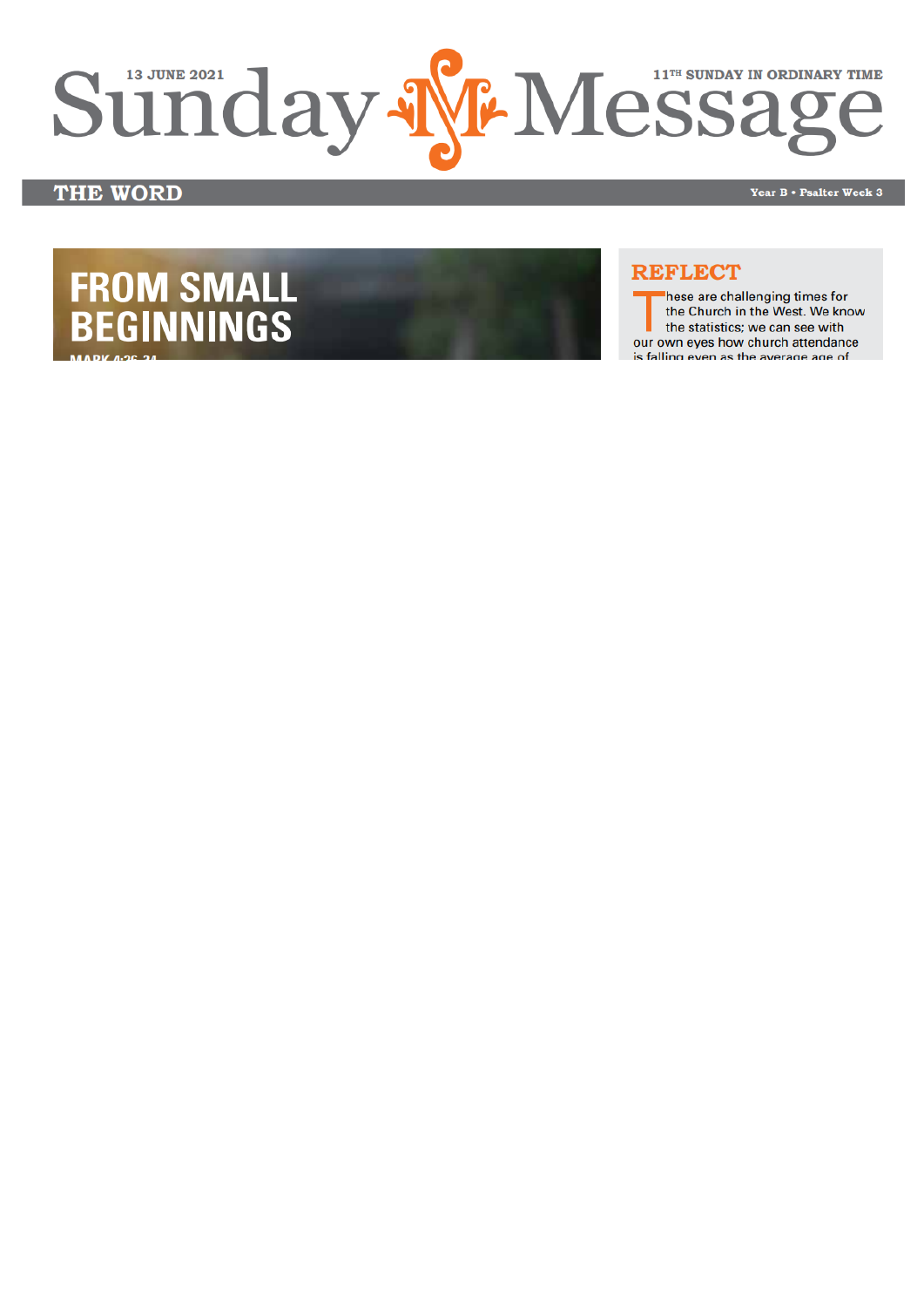13 JUNE 2021

# Sunday Message

11TH SUNDAY IN ORDINARY TIME

THE WORD

Year B • Psalter Week 3

## FROM SMALL BEGINNINGS

MARK 4:26-34

## REFLECT

These are challenging times for the Church in the West. We know the statistics; we can see with our own eyes how church attendance is falling even as the average age of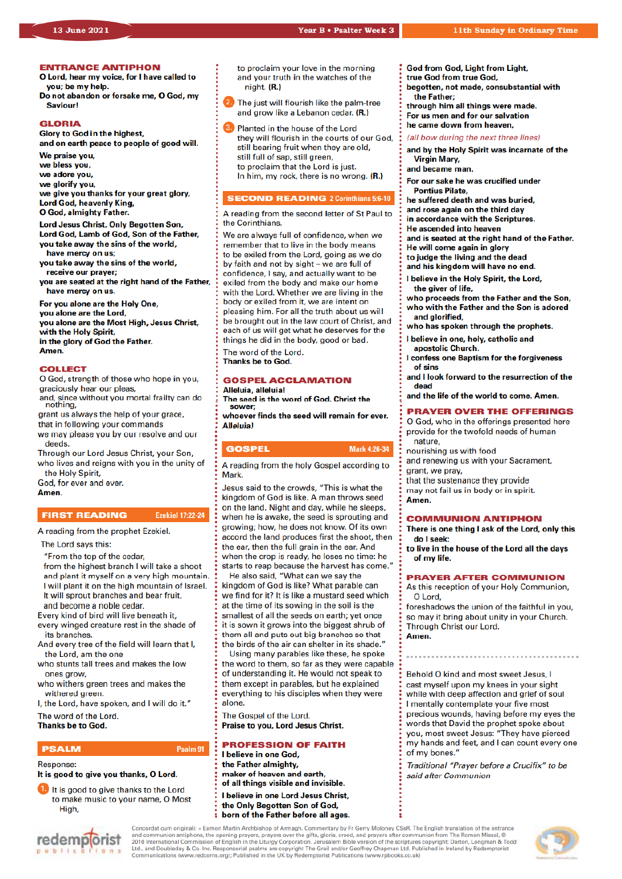## ENTRANCE ANTIPHON

**O Lord, hear my voice, for I have called to you; be my help.**
**Do not abandon or forsake me, O God, my Saviour!**

## GLORIA

**Glory to God in the highest,**
**and on earth peace to people of good will.**

**We praise you,**
**we bless you,**
**we adore you,**
**we glorify you,**
**we give you thanks for your great glory,**
**Lord God, heavenly King,**
**O God, almighty Father.**

**Lord Jesus Christ, Only Begotten Son,**
**Lord God, Lamb of God, Son of the Father,**
**you take away the sins of the world,**
**have mercy on us;**
**you take away the sins of the world,**
**receive our prayer;**
**you are seated at the right hand of the Father,**
**have mercy on us.**

**For you alone are the Holy One,**
**you alone are the Lord,**
**you alone are the Most High, Jesus Christ,**
**with the Holy Spirit,**
**in the glory of God the Father.**
**Amen.**

## COLLECT

O God, strength of those who hope in you,
graciously hear our pleas,
and, since without you mortal frailty can do nothing,
grant us always the help of your grace,
that in following your commands
we may please you by our resolve and our deeds.
Through our Lord Jesus Christ, your Son,
who lives and reigns with you in the unity of the Holy Spirit,
God, for ever and ever.
**Amen.**

## FIRST READING — Ezekiel 17:22-24

A reading from the prophet Ezekiel.

The Lord says this:
"From the top of the cedar,
from the highest branch I will take a shoot
and plant it myself on a very high mountain.
I will plant it on the high mountain of Israel.
It will sprout branches and bear fruit,
and become a noble cedar.
Every kind of bird will live beneath it,
every winged creature rest in the shade of its branches.
And every tree of the field will learn that I, the Lord, am the one
who stunts tall trees and makes the low ones grow,
who withers green trees and makes the withered green.
I, the Lord, have spoken, and I will do it."

The word of the Lord.
**Thanks be to God.**

## PSALM — Psalm 91

Response:
**It is good to give you thanks, O Lord.**

1. It is good to give thanks to the Lord
to make music to your name, O Most High,
to proclaim your love in the morning
and your truth in the watches of the night. **(R.)**

2. The just will flourish like the palm-tree
and grow like a Lebanon cedar. **(R.)**

3. Planted in the house of the Lord
they will flourish in the courts of our God,
still bearing fruit when they are old,
still full of sap, still green,
to proclaim that the Lord is just.
In him, my rock, there is no wrong. **(R.)**

## SECOND READING — 2 Corinthians 5:6-10

A reading from the second letter of St Paul to the Corinthians.

We are always full of confidence, when we remember that to live in the body means to be exiled from the Lord, going as we do by faith and not by sight – we are full of confidence, I say, and actually want to be exiled from the body and make our home with the Lord. Whether we are living in the body or exiled from it, we are intent on pleasing him. For all the truth about us will be brought out in the law court of Christ, and each of us will get what he deserves for the things he did in the body, good or bad.

The word of the Lord.
**Thanks be to God.**

## GOSPEL ACCLAMATION

**Alleluia, alleluia!**
**The seed is the word of God, Christ the sower;**
**whoever finds the seed will remain for ever.**
**Alleluia!**

## GOSPEL — Mark 4:26-34

A reading from the holy Gospel according to Mark.

Jesus said to the crowds, "This is what the kingdom of God is like. A man throws seed on the land. Night and day, while he sleeps, when he is awake, the seed is sprouting and growing; how, he does not know. Of its own accord the land produces first the shoot, then the ear, then the full grain in the ear. And when the crop is ready, he loses no time: he starts to reap because the harvest has come."

He also said, "What can we say the kingdom of God is like? What parable can we find for it? It is like a mustard seed which at the time of its sowing in the soil is the smallest of all the seeds on earth; yet once it is sown it grows into the biggest shrub of them all and puts out big branches so that the birds of the air can shelter in its shade."

Using many parables like these, he spoke the word to them, so far as they were capable of understanding it. He would not speak to them except in parables, but he explained everything to his disciples when they were alone.

The Gospel of the Lord.
**Praise to you, Lord Jesus Christ.**

## PROFESSION OF FAITH

**I believe in one God,**
**the Father almighty,**
**maker of heaven and earth,**
**of all things visible and invisible.**

**I believe in one Lord Jesus Christ,**
**the Only Begotten Son of God,**
**born of the Father before all ages.**
**God from God, Light from Light,**
**true God from true God,**
**begotten, not made, consubstantial with the Father;**
**through him all things were made.**
**For us men and for our salvation**
**he came down from heaven,**

*(all bow during the next three lines)*

**and by the Holy Spirit was incarnate of the Virgin Mary,**
**and became man.**

**For our sake he was crucified under Pontius Pilate,**
**he suffered death and was buried,**
**and rose again on the third day**
**in accordance with the Scriptures.**
**He ascended into heaven**
**and is seated at the right hand of the Father.**
**He will come again in glory**
**to judge the living and the dead**
**and his kingdom will have no end.**

**I believe in the Holy Spirit, the Lord,**
**the giver of life,**
**who proceeds from the Father and the Son,**
**who with the Father and the Son is adored and glorified,**
**who has spoken through the prophets.**

**I believe in one, holy, catholic and apostolic Church.**
**I confess one Baptism for the forgiveness of sins**
**and I look forward to the resurrection of the dead**
**and the life of the world to come. Amen.**

## PRAYER OVER THE OFFERINGS

O God, who in the offerings presented here
provide for the twofold needs of human nature,
nourishing us with food
and renewing us with your Sacrament,
grant, we pray,
that the sustenance they provide
may not fail us in body or in spirit.
**Amen.**

## COMMUNION ANTIPHON

**There is one thing I ask of the Lord, only this do I seek:**
**to live in the house of the Lord all the days of my life.**

## PRAYER AFTER COMMUNION

As this reception of your Holy Communion, O Lord,
foreshadows the union of the faithful in you,
so may it bring about unity in your Church.
Through Christ our Lord.
**Amen.**

---

Behold O kind and most sweet Jesus, I cast myself upon my knees in your sight while with deep affection and grief of soul I mentally contemplate your five most precious wounds, having before my eyes the words that David the prophet spoke about you, most sweet Jesus: "They have pierced my hands and feet, and I can count every one of my bones."

*Traditional "Prayer before a Crucifix" to be said after Communion*

---

Concordat cum originali: + Eamon Martin Archbishop of Armagh. Commentary by Fr Gerry Moloney CSsR. The English translation of the entrance and communion antiphons, the opening prayers, prayers over the gifts, gloria, creed, and prayers after communion from The Roman Missal, © 2010 International Commission of English in the Liturgy Corporation. Jerusalem Bible version of the scriptures copyright: Darton, Longman & Todd Ltd., and Doubleday & Co. Inc. Responsorial psalms are copyright The Grail and/or Geoffrey Chapman Ltd. Published in Ireland by Redemptorist Communications (www.redcoms.org); Published in the UK by Redemptorist Publications (www.rpbooks.co.uk)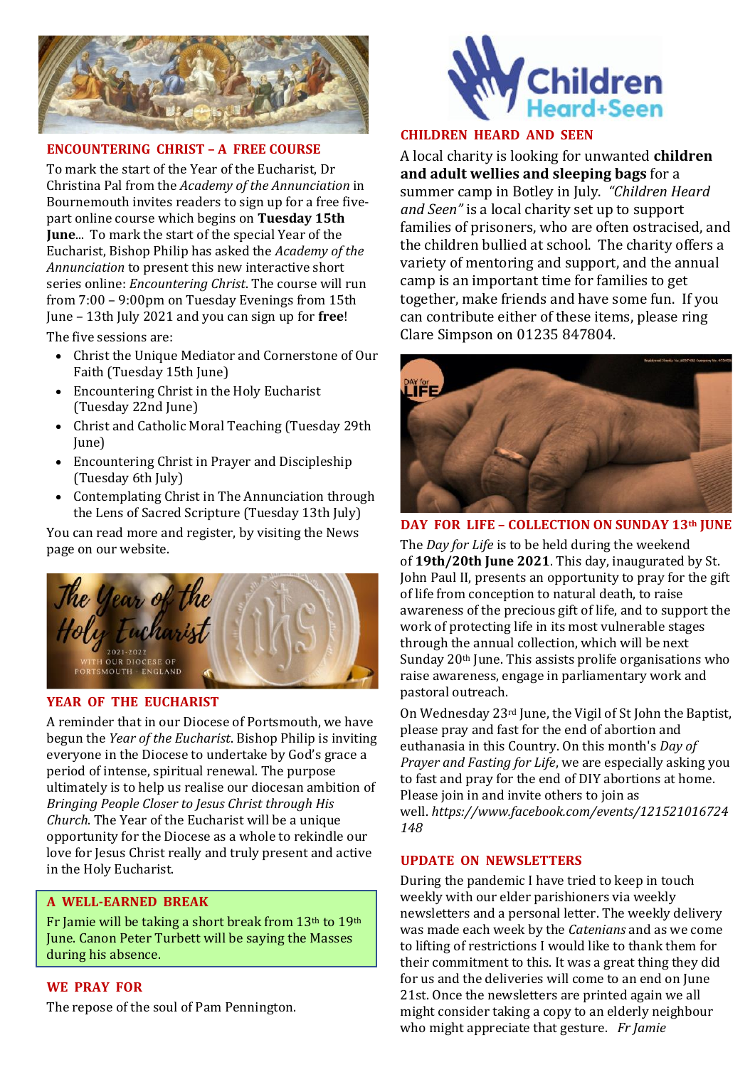## ENCOUNTERING CHRIST – A FREE COURSE

To mark the start of the Year of the Eucharist, Dr Christina Pal from the *Academy of the Annunciation* in Bournemouth invites readers to sign up for a free five-part online course which begins on **Tuesday 15th June**... To mark the start of the special Year of the Eucharist, Bishop Philip has asked the *Academy of the Annunciation* to present this new interactive short series online: *Encountering Christ*. The course will run from 7:00 – 9:00pm on Tuesday Evenings from 15th June – 13th July 2021 and you can sign up for **free**!

The five sessions are:

- Christ the Unique Mediator and Cornerstone of Our Faith (Tuesday 15th June)
- Encountering Christ in the Holy Eucharist (Tuesday 22nd June)
- Christ and Catholic Moral Teaching (Tuesday 29th June)
- Encountering Christ in Prayer and Discipleship (Tuesday 6th July)
- Contemplating Christ in The Annunciation through the Lens of Sacred Scripture (Tuesday 13th July)

You can read more and register, by visiting the News page on our website.

## YEAR OF THE EUCHARIST

A reminder that in our Diocese of Portsmouth, we have begun the *Year of the Eucharist*. Bishop Philip is inviting everyone in the Diocese to undertake by God's grace a period of intense, spiritual renewal. The purpose ultimately is to help us realise our diocesan ambition of *Bringing People Closer to Jesus Christ through His Church*. The Year of the Eucharist will be a unique opportunity for the Diocese as a whole to rekindle our love for Jesus Christ really and truly present and active in the Holy Eucharist.

## A WELL-EARNED BREAK

Fr Jamie will be taking a short break from 13th to 19th June. Canon Peter Turbett will be saying the Masses during his absence.

## WE PRAY FOR

The repose of the soul of Pam Pennington.

## CHILDREN HEARD AND SEEN

A local charity is looking for unwanted **children and adult wellies and sleeping bags** for a summer camp in Botley in July. *"Children Heard and Seen"* is a local charity set up to support families of prisoners, who are often ostracised, and the children bullied at school. The charity offers a variety of mentoring and support, and the annual camp is an important time for families to get together, make friends and have some fun. If you can contribute either of these items, please ring Clare Simpson on 01235 847804.

## DAY FOR LIFE – COLLECTION ON SUNDAY 13th JUNE

The *Day for Life* is to be held during the weekend of **19th/20th June 2021**. This day, inaugurated by St. John Paul II, presents an opportunity to pray for the gift of life from conception to natural death, to raise awareness of the precious gift of life, and to support the work of protecting life in its most vulnerable stages through the annual collection, which will be next Sunday 20th June. This assists prolife organisations who raise awareness, engage in parliamentary work and pastoral outreach.

On Wednesday 23rd June, the Vigil of St John the Baptist, please pray and fast for the end of abortion and euthanasia in this Country. On this month's *Day of Prayer and Fasting for Life*, we are especially asking you to fast and pray for the end of DIY abortions at home. Please join in and invite others to join as well. *https://www.facebook.com/events/121521016724148*

## UPDATE ON NEWSLETTERS

During the pandemic I have tried to keep in touch weekly with our elder parishioners via weekly newsletters and a personal letter. The weekly delivery was made each week by the *Catenians* and as we come to lifting of restrictions I would like to thank them for their commitment to this. It was a great thing they did for us and the deliveries will come to an end on June 21st. Once the newsletters are printed again we all might consider taking a copy to an elderly neighbour who might appreciate that gesture. *Fr Jamie*